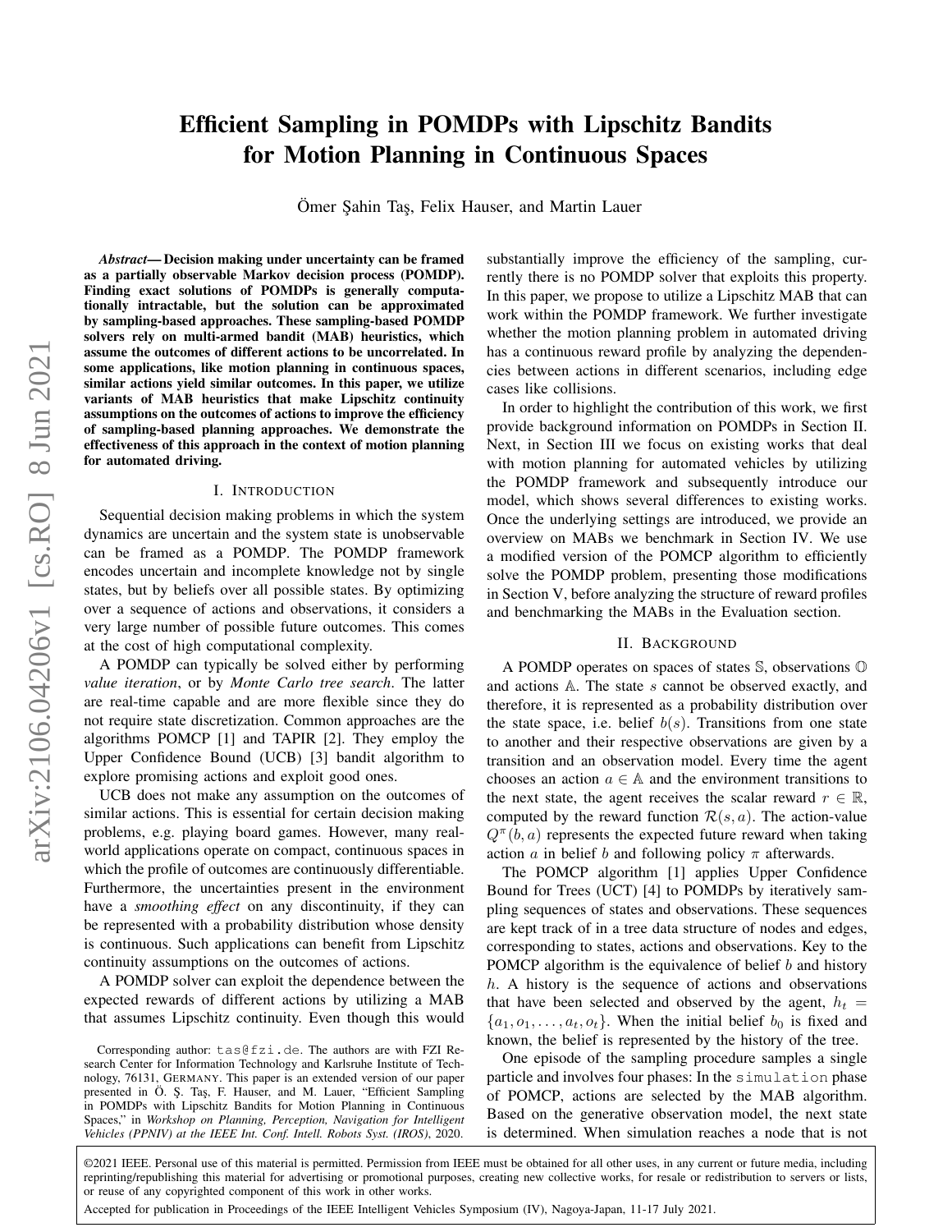# Efficient Sampling in POMDPs with Lipschitz Bandits for Motion Planning in Continuous Spaces

Ömer Şahin Taş, Felix Hauser, and Martin Lauer

***Abstract*— Decision making under uncertainty can be framed as a partially observable Markov decision process (POMDP). Finding exact solutions of POMDPs is generally computationally intractable, but the solution can be approximated by sampling-based approaches. These sampling-based POMDP solvers rely on multi-armed bandit (MAB) heuristics, which assume the outcomes of different actions to be uncorrelated. In some applications, like motion planning in continuous spaces, similar actions yield similar outcomes. In this paper, we utilize variants of MAB heuristics that make Lipschitz continuity assumptions on the outcomes of actions to improve the efficiency of sampling-based planning approaches. We demonstrate the effectiveness of this approach in the context of motion planning for automated driving.**

## I. Introduction

Sequential decision making problems in which the system dynamics are uncertain and the system state is unobservable can be framed as a POMDP. The POMDP framework encodes uncertain and incomplete knowledge not by single states, but by beliefs over all possible states. By optimizing over a sequence of actions and observations, it considers a very large number of possible future outcomes. This comes at the cost of high computational complexity.

A POMDP can typically be solved either by performing *value iteration*, or by *Monte Carlo tree search*. The latter are real-time capable and are more flexible since they do not require state discretization. Common approaches are the algorithms POMCP [1] and TAPIR [2]. They employ the Upper Confidence Bound (UCB) [3] bandit algorithm to explore promising actions and exploit good ones.

UCB does not make any assumption on the outcomes of similar actions. This is essential for certain decision making problems, e.g. playing board games. However, many real-world applications operate on compact, continuous spaces in which the profile of outcomes are continuously differentiable. Furthermore, the uncertainties present in the environment have a *smoothing effect* on any discontinuity, if they can be represented with a probability distribution whose density is continuous. Such applications can benefit from Lipschitz continuity assumptions on the outcomes of actions.

A POMDP solver can exploit the dependence between the expected rewards of different actions by utilizing a MAB that assumes Lipschitz continuity. Even though this would substantially improve the efficiency of the sampling, currently there is no POMDP solver that exploits this property. In this paper, we propose to utilize a Lipschitz MAB that can work within the POMDP framework. We further investigate whether the motion planning problem in automated driving has a continuous reward profile by analyzing the dependencies between actions in different scenarios, including edge cases like collisions.

In order to highlight the contribution of this work, we first provide background information on POMDPs in Section II. Next, in Section III we focus on existing works that deal with motion planning for automated vehicles by utilizing the POMDP framework and subsequently introduce our model, which shows several differences to existing works. Once the underlying settings are introduced, we provide an overview on MABs we benchmark in Section IV. We use a modified version of the POMCP algorithm to efficiently solve the POMDP problem, presenting those modifications in Section V, before analyzing the structure of reward profiles and benchmarking the MABs in the Evaluation section.

## II. Background

A POMDP operates on spaces of states $\mathbb{S}$, observations $\mathbb{O}$ and actions $\mathbb{A}$. The state $s$ cannot be observed exactly, and therefore, it is represented as a probability distribution over the state space, i.e. belief $b(s)$. Transitions from one state to another and their respective observations are given by a transition and an observation model. Every time the agent chooses an action $a \in \mathbb{A}$ and the environment transitions to the next state, the agent receives the scalar reward $r \in \mathbb{R}$, computed by the reward function $\mathcal{R}(s, a)$. The action-value $Q^{\pi}(b, a)$ represents the expected future reward when taking action $a$ in belief $b$ and following policy $\pi$ afterwards.

The POMCP algorithm [1] applies Upper Confidence Bound for Trees (UCT) [4] to POMDPs by iteratively sampling sequences of states and observations. These sequences are kept track of in a tree data structure of nodes and edges, corresponding to states, actions and observations. Key to the POMCP algorithm is the equivalence of belief $b$ and history $h$. A history is the sequence of actions and observations that have been selected and observed by the agent, $h_t = \{a_1, o_1, \ldots, a_t, o_t\}$. When the initial belief $b_0$ is fixed and known, the belief is represented by the history of the tree.

One episode of the sampling procedure samples a single particle and involves four phases: In the `simulation` phase of POMCP, actions are selected by the MAB algorithm. Based on the generative observation model, the next state is determined. When simulation reaches a node that is not

Corresponding author: `tas@fzi.de`. The authors are with FZI Research Center for Information Technology and Karlsruhe Institute of Technology, 76131, Germany. This paper is an extended version of our paper presented in Ö. Ş. Taş, F. Hauser, and M. Lauer, "Efficient Sampling in POMDPs with Lipschitz Bandits for Motion Planning in Continuous Spaces," in *Workshop on Planning, Perception, Navigation for Intelligent Vehicles (PPNIV) at the IEEE Int. Conf. Intell. Robots Syst. (IROS)*, 2020.

©2021 IEEE. Personal use of this material is permitted. Permission from IEEE must be obtained for all other uses, in any current or future media, including reprinting/republishing this material for advertising or promotional purposes, creating new collective works, for resale or redistribution to servers or lists, or reuse of any copyrighted component of this work in other works.

Accepted for publication in Proceedings of the IEEE Intelligent Vehicles Symposium (IV), Nagoya-Japan, 11-17 July 2021.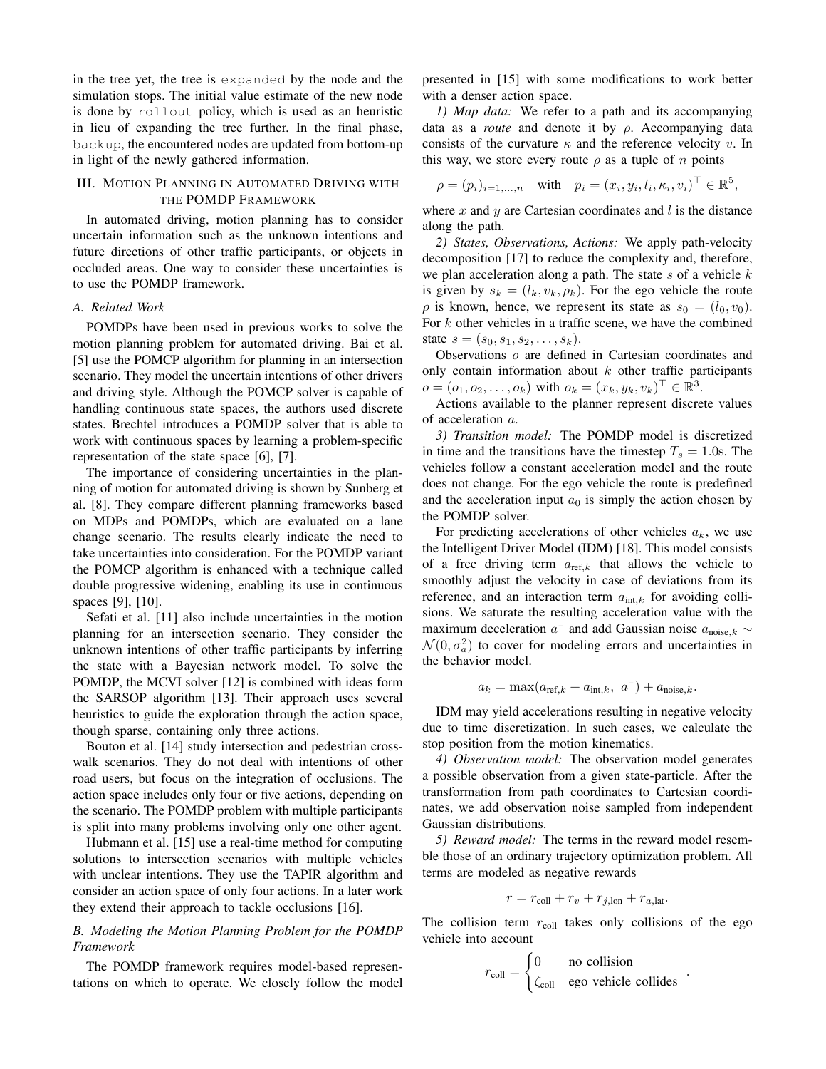in the tree yet, the tree is `expanded` by the node and the simulation stops. The initial value estimate of the new node is done by `rollout` policy, which is used as an heuristic in lieu of expanding the tree further. In the final phase, `backup`, the encountered nodes are updated from bottom-up in light of the newly gathered information.

## III. Motion Planning in Automated Driving with the POMDP Framework

In automated driving, motion planning has to consider uncertain information such as the unknown intentions and future directions of other traffic participants, or objects in occluded areas. One way to consider these uncertainties is to use the POMDP framework.

### A. Related Work

POMDPs have been used in previous works to solve the motion planning problem for automated driving. Bai et al. [5] use the POMCP algorithm for planning in an intersection scenario. They model the uncertain intentions of other drivers and driving style. Although the POMCP solver is capable of handling continuous state spaces, the authors used discrete states. Brechtel introduces a POMDP solver that is able to work with continuous spaces by learning a problem-specific representation of the state space [6], [7].

The importance of considering uncertainties in the planning of motion for automated driving is shown by Sunberg et al. [8]. They compare different planning frameworks based on MDPs and POMDPs, which are evaluated on a lane change scenario. The results clearly indicate the need to take uncertainties into consideration. For the POMDP variant the POMCP algorithm is enhanced with a technique called double progressive widening, enabling its use in continuous spaces [9], [10].

Sefati et al. [11] also include uncertainties in the motion planning for an intersection scenario. They consider the unknown intentions of other traffic participants by inferring the state with a Bayesian network model. To solve the POMDP, the MCVI solver [12] is combined with ideas form the SARSOP algorithm [13]. Their approach uses several heuristics to guide the exploration through the action space, though sparse, containing only three actions.

Bouton et al. [14] study intersection and pedestrian crosswalk scenarios. They do not deal with intentions of other road users, but focus on the integration of occlusions. The action space includes only four or five actions, depending on the scenario. The POMDP problem with multiple participants is split into many problems involving only one other agent.

Hubmann et al. [15] use a real-time method for computing solutions to intersection scenarios with multiple vehicles with unclear intentions. They use the TAPIR algorithm and consider an action space of only four actions. In a later work they extend their approach to tackle occlusions [16].

### B. Modeling the Motion Planning Problem for the POMDP Framework

The POMDP framework requires model-based representations on which to operate. We closely follow the model presented in [15] with some modifications to work better with a denser action space.

*1) Map data:* We refer to a path and its accompanying data as a *route* and denote it by $\rho$. Accompanying data consists of the curvature $\kappa$ and the reference velocity $v$. In this way, we store every route $\rho$ as a tuple of $n$ points

$$\rho = (p_i)_{i=1,\ldots,n} \quad \text{with} \quad p_i = (x_i, y_i, l_i, \kappa_i, v_i)^\top \in \mathbb{R}^5,$$

where $x$ and $y$ are Cartesian coordinates and $l$ is the distance along the path.

*2) States, Observations, Actions:* We apply path-velocity decomposition [17] to reduce the complexity and, therefore, we plan acceleration along a path. The state $s$ of a vehicle $k$ is given by $s_k = (l_k, v_k, \rho_k)$. For the ego vehicle the route $\rho$ is known, hence, we represent its state as $s_0 = (l_0, v_0)$. For $k$ other vehicles in a traffic scene, we have the combined state $s = (s_0, s_1, s_2, \ldots, s_k)$.

Observations $o$ are defined in Cartesian coordinates and only contain information about $k$ other traffic participants $o = (o_1, o_2, \ldots, o_k)$ with $o_k = (x_k, y_k, v_k)^\top \in \mathbb{R}^3$.

Actions available to the planner represent discrete values of acceleration $a$.

*3) Transition model:* The POMDP model is discretized in time and the transitions have the timestep $T_s = 1.0$s. The vehicles follow a constant acceleration model and the route does not change. For the ego vehicle the route is predefined and the acceleration input $a_0$ is simply the action chosen by the POMDP solver.

For predicting accelerations of other vehicles $a_k$, we use the Intelligent Driver Model (IDM) [18]. This model consists of a free driving term $a_{\text{ref},k}$ that allows the vehicle to smoothly adjust the velocity in case of deviations from its reference, and an interaction term $a_{\text{int},k}$ for avoiding collisions. We saturate the resulting acceleration value with the maximum deceleration $a^-$ and add Gaussian noise $a_{\text{noise},k} \sim \mathcal{N}(0, \sigma_a^2)$ to cover for modeling errors and uncertainties in the behavior model.

$$a_k = \max(a_{\text{ref},k} + a_{\text{int},k},\ a^-) + a_{\text{noise},k}.$$

IDM may yield accelerations resulting in negative velocity due to time discretization. In such cases, we calculate the stop position from the motion kinematics.

*4) Observation model:* The observation model generates a possible observation from a given state-particle. After the transformation from path coordinates to Cartesian coordinates, we add observation noise sampled from independent Gaussian distributions.

*5) Reward model:* The terms in the reward model resemble those of an ordinary trajectory optimization problem. All terms are modeled as negative rewards

$$r = r_{\text{coll}} + r_v + r_{j,\text{lon}} + r_{a,\text{lat}}.$$

The collision term $r_{\text{coll}}$ takes only collisions of the ego vehicle into account

$$r_{\text{coll}} = \begin{cases} 0 & \text{no collision} \\ \zeta_{\text{coll}} & \text{ego vehicle collides} \end{cases}.$$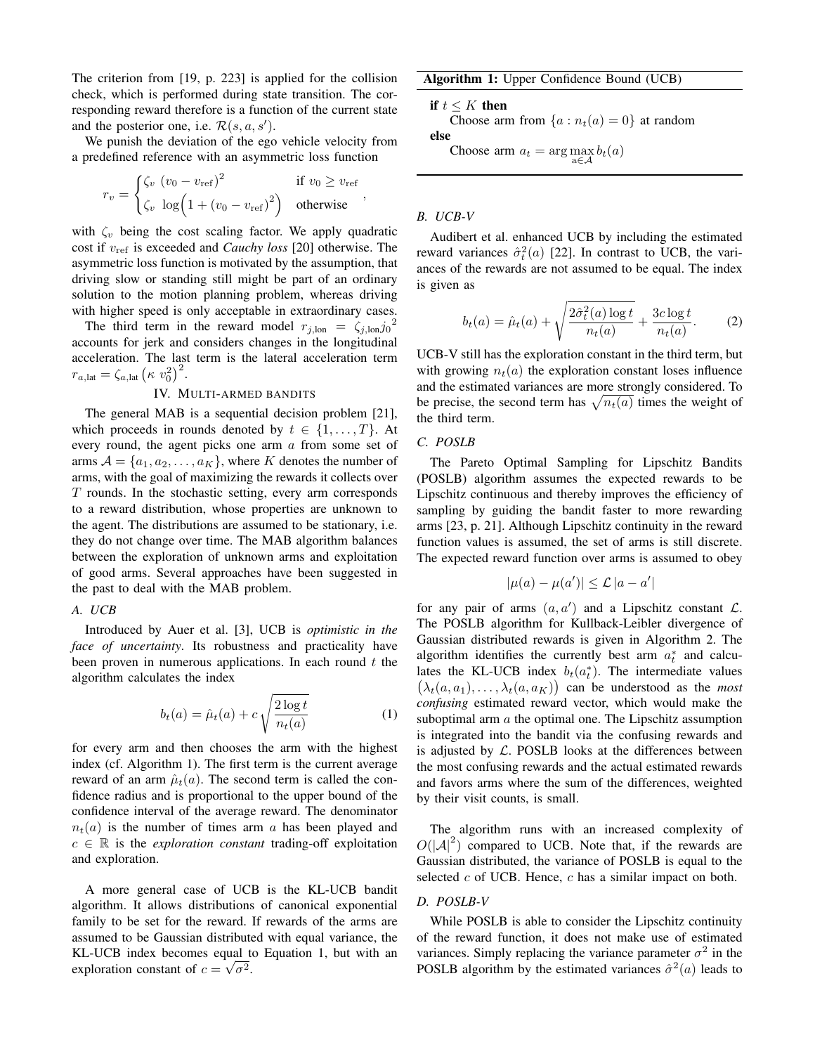The criterion from [19, p. 223] is applied for the collision check, which is performed during state transition. The corresponding reward therefore is a function of the current state and the posterior one, i.e. $\mathcal{R}(s, a, s')$.

We punish the deviation of the ego vehicle velocity from a predefined reference with an asymmetric loss function

$$r_v = \begin{cases} \zeta_v \; (v_0 - v_{\text{ref}})^2 & \text{if } v_0 \geq v_{\text{ref}} \\ \zeta_v \; \log\Big(1 + (v_0 - v_{\text{ref}})^2\Big) & \text{otherwise} \end{cases},$$

with $\zeta_v$ being the cost scaling factor. We apply quadratic cost if $v_{\text{ref}}$ is exceeded and *Cauchy loss* [20] otherwise. The asymmetric loss function is motivated by the assumption, that driving slow or standing still might be part of an ordinary solution to the motion planning problem, whereas driving with higher speed is only acceptable in extraordinary cases.

The third term in the reward model $r_{j,\text{lon}} = \zeta_{j,\text{lon}} {j_0}^2$ accounts for jerk and considers changes in the longitudinal acceleration. The last term is the lateral acceleration term $r_{a,\text{lat}} = \zeta_{a,\text{lat}} \left(\kappa \; v_0^2\right)^2$.

## IV. Multi-armed bandits

The general MAB is a sequential decision problem [21], which proceeds in rounds denoted by $t \in \{1, \dots, T\}$. At every round, the agent picks one arm $a$ from some set of arms $\mathcal{A} = \{a_1, a_2, \dots, a_K\}$, where $K$ denotes the number of arms, with the goal of maximizing the rewards it collects over $T$ rounds. In the stochastic setting, every arm corresponds to a reward distribution, whose properties are unknown to the agent. The distributions are assumed to be stationary, i.e. they do not change over time. The MAB algorithm balances between the exploration of unknown arms and exploitation of good arms. Several approaches have been suggested in the past to deal with the MAB problem.

### A. UCB

Introduced by Auer et al. [3], UCB is *optimistic in the face of uncertainty*. Its robustness and practicality have been proven in numerous applications. In each round $t$ the algorithm calculates the index

$$b_t(a) = \hat{\mu}_t(a) + c\sqrt{\frac{2\log t}{n_t(a)}} \tag{1}$$

for every arm and then chooses the arm with the highest index (cf. Algorithm 1). The first term is the current average reward of an arm $\hat{\mu}_t(a)$. The second term is called the confidence radius and is proportional to the upper bound of the confidence interval of the average reward. The denominator $n_t(a)$ is the number of times arm $a$ has been played and $c \in \mathbb{R}$ is the *exploration constant* trading-off exploitation and exploration.

A more general case of UCB is the KL-UCB bandit algorithm. It allows distributions of canonical exponential family to be set for the reward. If rewards of the arms are assumed to be Gaussian distributed with equal variance, the KL-UCB index becomes equal to Equation 1, but with an exploration constant of $c = \sqrt{\sigma^2}$.

**Algorithm 1:** Upper Confidence Bound (UCB)

```
if t ≤ K then
    Choose arm from {a : n_t(a) = 0} at random
else
    Choose arm a_t = argmax_{a∈A} b_t(a)
```

### B. UCB-V

Audibert et al. enhanced UCB by including the estimated reward variances $\hat{\sigma}^2_t(a)$ [22]. In contrast to UCB, the variances of the rewards are not assumed to be equal. The index is given as

$$b_t(a) = \hat{\mu}_t(a) + \sqrt{\frac{2\hat{\sigma}^2_t(a)\log t}{n_t(a)}} + \frac{3c\log t}{n_t(a)}. \tag{2}$$

UCB-V still has the exploration constant in the third term, but with growing $n_t(a)$ the exploration constant loses influence and the estimated variances are more strongly considered. To be precise, the second term has $\sqrt{n_t(a)}$ times the weight of the third term.

### C. POSLB

The Pareto Optimal Sampling for Lipschitz Bandits (POSLB) algorithm assumes the expected rewards to be Lipschitz continuous and thereby improves the efficiency of sampling by guiding the bandit faster to more rewarding arms [23, p. 21]. Although Lipschitz continuity in the reward function values is assumed, the set of arms is still discrete. The expected reward function over arms is assumed to obey

$$|\mu(a) - \mu(a')| \leq \mathcal{L}\,|a - a'|$$

for any pair of arms $(a, a')$ and a Lipschitz constant $\mathcal{L}$. The POSLB algorithm for Kullback-Leibler divergence of Gaussian distributed rewards is given in Algorithm 2. The algorithm identifies the currently best arm $a^*_t$ and calculates the KL-UCB index $b_t(a^*_t)$. The intermediate values $\big(\lambda_t(a, a_1), \dots, \lambda_t(a, a_K)\big)$ can be understood as the *most confusing* estimated reward vector, which would make the suboptimal arm $a$ the optimal one. The Lipschitz assumption is integrated into the bandit via the confusing rewards and is adjusted by $\mathcal{L}$. POSLB looks at the differences between the most confusing rewards and the actual estimated rewards and favors arms where the sum of the differences, weighted by their visit counts, is small.

The algorithm runs with an increased complexity of $O(|\mathcal{A}|^2)$ compared to UCB. Note that, if the rewards are Gaussian distributed, the variance of POSLB is equal to the selected $c$ of UCB. Hence, $c$ has a similar impact on both.

### D. POSLB-V

While POSLB is able to consider the Lipschitz continuity of the reward function, it does not make use of estimated variances. Simply replacing the variance parameter $\sigma^2$ in the POSLB algorithm by the estimated variances $\hat{\sigma}^2(a)$ leads to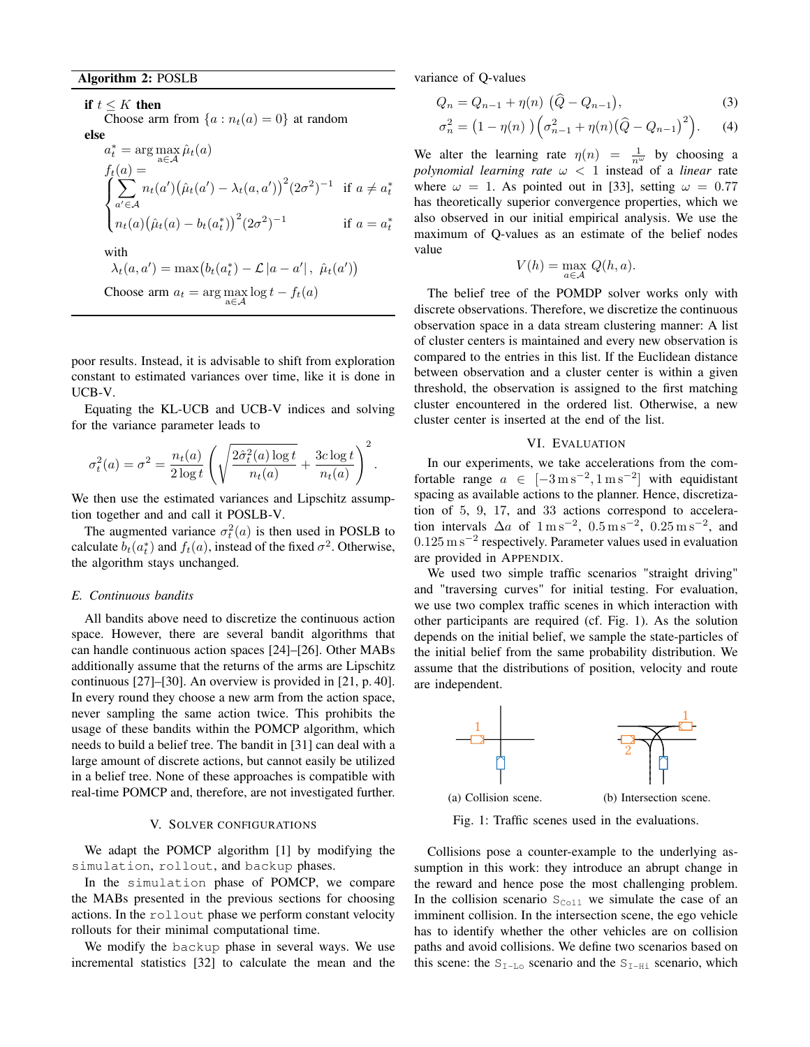**Algorithm 2:** POSLB

**if** $t \le K$ **then**
  Choose arm from $\{a : n_t(a) = 0\}$ at random
**else**

$$a_t^* = \arg\max_{a \in \mathcal{A}} \hat{\mu}_t(a)$$

$$f_t(a) = \begin{cases} \sum_{a' \in \mathcal{A}} n_t(a')\big(\hat{\mu}_t(a') - \lambda_t(a,a')\big)^2 (2\sigma^2)^{-1} & \text{if } a \neq a_t^* \\ n_t(a)\big(\hat{\mu}_t(a) - b_t(a_t^*)\big)^2 (2\sigma^2)^{-1} & \text{if } a = a_t^* \end{cases}$$

with

$$\lambda_t(a,a') = \max\big(b_t(a_t^*) - \mathcal{L}\,|a - a'|,\ \hat{\mu}_t(a')\big)$$

Choose arm $a_t = \arg\max_{a \in \mathcal{A}} \log t - f_t(a)$

poor results. Instead, it is advisable to shift from exploration constant to estimated variances over time, like it is done in UCB-V.

Equating the KL-UCB and UCB-V indices and solving for the variance parameter leads to

$$\sigma_t^2(a) = \sigma^2 = \frac{n_t(a)}{2\log t}\left(\sqrt{\frac{2\hat{\sigma}_t^2(a)\log t}{n_t(a)}} + \frac{3c\log t}{n_t(a)}\right)^2.$$

We then use the estimated variances and Lipschitz assumption together and and call it POSLB-V.

The augmented variance $\sigma_t^2(a)$ is then used in POSLB to calculate $b_t(a_t^*)$ and $f_t(a)$, instead of the fixed $\sigma^2$. Otherwise, the algorithm stays unchanged.

### E. Continuous bandits

All bandits above need to discretize the continuous action space. However, there are several bandit algorithms that can handle continuous action spaces [24]–[26]. Other MABs additionally assume that the returns of the arms are Lipschitz continuous [27]–[30]. An overview is provided in [21, p. 40]. In every round they choose a new arm from the action space, never sampling the same action twice. This prohibits the usage of these bandits within the POMCP algorithm, which needs to build a belief tree. The bandit in [31] can deal with a large amount of discrete actions, but cannot easily be utilized in a belief tree. None of these approaches is compatible with real-time POMCP and, therefore, are not investigated further.

## V. Solver configurations

We adapt the POMCP algorithm [1] by modifying the `simulation`, `rollout`, and `backup` phases.

In the `simulation` phase of POMCP, we compare the MABs presented in the previous sections for choosing actions. In the `rollout` phase we perform constant velocity rollouts for their minimal computational time.

We modify the `backup` phase in several ways. We use incremental statistics [32] to calculate the mean and the variance of Q-values

$$Q_n = Q_{n-1} + \eta(n)\ \big(\widehat{Q} - Q_{n-1}\big), \tag{3}$$

$$\sigma_n^2 = \big(1 - \eta(n)\ \big)\Big(\sigma_{n-1}^2 + \eta(n)\big(\widehat{Q} - Q_{n-1}\big)^2\Big). \tag{4}$$

We alter the learning rate $\eta(n) = \frac{1}{n^\omega}$ by choosing a *polynomial learning rate* $\omega < 1$ instead of a *linear* rate where $\omega = 1$. As pointed out in [33], setting $\omega = 0.77$ has theoretically superior convergence properties, which we also observed in our initial empirical analysis. We use the maximum of Q-values as an estimate of the belief nodes value

$$V(h) = \max_{a \in \mathcal{A}} Q(h,a).$$

The belief tree of the POMDP solver works only with discrete observations. Therefore, we discretize the continuous observation space in a data stream clustering manner: A list of cluster centers is maintained and every new observation is compared to the entries in this list. If the Euclidean distance between observation and a cluster center is within a given threshold, the observation is assigned to the first matching cluster encountered in the ordered list. Otherwise, a new cluster center is inserted at the end of the list.

## VI. Evaluation

In our experiments, we take accelerations from the comfortable range $a \in [-3\,\mathrm{m\,s^{-2}}, 1\,\mathrm{m\,s^{-2}}]$ with equidistant spacing as available actions to the planner. Hence, discretization of 5, 9, 17, and 33 actions correspond to acceleration intervals $\Delta a$ of $1\,\mathrm{m\,s^{-2}}$, $0.5\,\mathrm{m\,s^{-2}}$, $0.25\,\mathrm{m\,s^{-2}}$, and $0.125\,\mathrm{m\,s^{-2}}$ respectively. Parameter values used in evaluation are provided in Appendix.

We used two simple traffic scenarios "straight driving" and "traversing curves" for initial testing. For evaluation, we use two complex traffic scenes in which interaction with other participants are required (cf. Fig. 1). As the solution depends on the initial belief, we sample the state-particles of the initial belief from the same probability distribution. We assume that the distributions of position, velocity and route are independent.

(a) Collision scene. (b) Intersection scene.

Fig. 1: Traffic scenes used in the evaluations.

Collisions pose a counter-example to the underlying assumption in this work: they introduce an abrupt change in the reward and hence pose the most challenging problem. In the collision scenario `S_Coll` we simulate the case of an imminent collision. In the intersection scene, the ego vehicle has to identify whether the other vehicles are on collision paths and avoid collisions. We define two scenarios based on this scene: the `S_I-Lo` scenario and the `S_I-Hi` scenario, which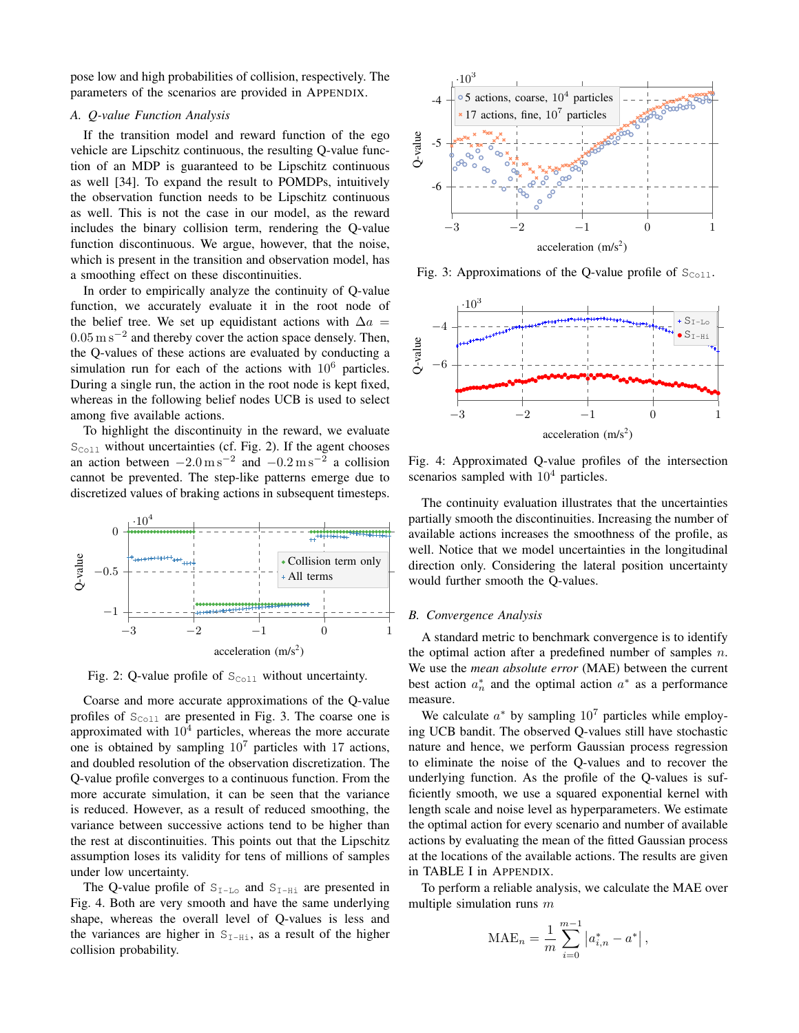pose low and high probabilities of collision, respectively. The parameters of the scenarios are provided in APPENDIX.

### A. Q-value Function Analysis

If the transition model and reward function of the ego vehicle are Lipschitz continuous, the resulting Q-value function of an MDP is guaranteed to be Lipschitz continuous as well [34]. To expand the result to POMDPs, intuitively the observation function needs to be Lipschitz continuous as well. This is not the case in our model, as the reward includes the binary collision term, rendering the Q-value function discontinuous. We argue, however, that the noise, which is present in the transition and observation model, has a smoothing effect on these discontinuities.

In order to empirically analyze the continuity of Q-value function, we accurately evaluate it in the root node of the belief tree. We set up equidistant actions with $\Delta a = 0.05\,\mathrm{m\,s^{-2}}$ and thereby cover the action space densely. Then, the Q-values of these actions are evaluated by conducting a simulation run for each of the actions with $10^6$ particles. During a single run, the action in the root node is kept fixed, whereas in the following belief nodes UCB is used to select among five available actions.

To highlight the discontinuity in the reward, we evaluate `S_Coll` without uncertainties (cf. Fig. 2). If the agent chooses an action between $-2.0\,\mathrm{m\,s^{-2}}$ and $-0.2\,\mathrm{m\,s^{-2}}$ a collision cannot be prevented. The step-like patterns emerge due to discretized values of braking actions in subsequent timesteps.

Fig. 2: Q-value profile of `S_Coll` without uncertainty.

Coarse and more accurate approximations of the Q-value profiles of `S_Coll` are presented in Fig. 3. The coarse one is approximated with $10^4$ particles, whereas the more accurate one is obtained by sampling $10^7$ particles with 17 actions, and doubled resolution of the observation discretization. The Q-value profile converges to a continuous function. From the more accurate simulation, it can be seen that the variance is reduced. However, as a result of reduced smoothing, the variance between successive actions tend to be higher than the rest at discontinuities. This points out that the Lipschitz assumption loses its validity for tens of millions of samples under low uncertainty.

The Q-value profile of `S_I-Lo` and `S_I-Hi` are presented in Fig. 4. Both are very smooth and have the same underlying shape, whereas the overall level of Q-values is less and the variances are higher in `S_I-Hi`, as a result of the higher collision probability.

Fig. 3: Approximations of the Q-value profile of `S_Coll`.

Fig. 4: Approximated Q-value profiles of the intersection scenarios sampled with $10^4$ particles.

The continuity evaluation illustrates that the uncertainties partially smooth the discontinuities. Increasing the number of available actions increases the smoothness of the profile, as well. Notice that we model uncertainties in the longitudinal direction only. Considering the lateral position uncertainty would further smooth the Q-values.

### B. Convergence Analysis

A standard metric to benchmark convergence is to identify the optimal action after a predefined number of samples $n$. We use the *mean absolute error* (MAE) between the current best action $a_n^*$ and the optimal action $a^*$ as a performance measure.

We calculate $a^*$ by sampling $10^7$ particles while employing UCB bandit. The observed Q-values still have stochastic nature and hence, we perform Gaussian process regression to eliminate the noise of the Q-values and to recover the underlying function. As the profile of the Q-values is sufficiently smooth, we use a squared exponential kernel with length scale and noise level as hyperparameters. We estimate the optimal action for every scenario and number of available actions by evaluating the mean of the fitted Gaussian process at the locations of the available actions. The results are given in TABLE I in APPENDIX.

To perform a reliable analysis, we calculate the MAE over multiple simulation runs $m$

$$\mathrm{MAE}_n = \frac{1}{m} \sum_{i=0}^{m-1} \left| a_{i,n}^* - a^* \right|,$$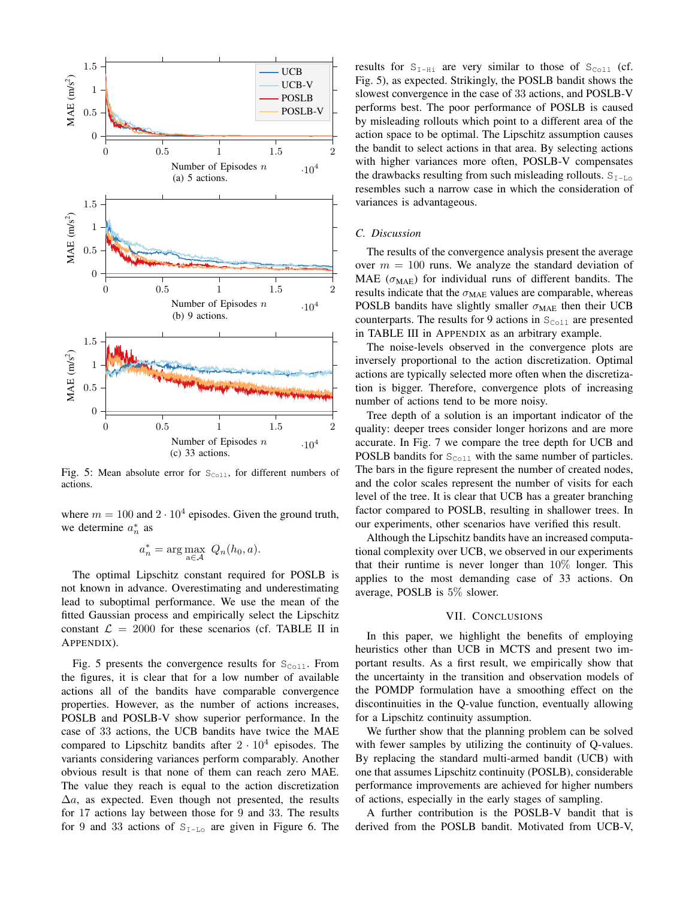Fig. 5: Mean absolute error for $\mathtt{S_{Coll}}$, for different numbers of actions.

(a) 5 actions.

(b) 9 actions.

(c) 33 actions.

where $m = 100$ and $2 \cdot 10^4$ episodes. Given the ground truth, we determine $a_n^*$ as

$$a_n^* = \arg\max_{a \in \mathcal{A}} \; Q_n(h_0, a).$$

The optimal Lipschitz constant required for POSLB is not known in advance. Overestimating and underestimating lead to suboptimal performance. We use the mean of the fitted Gaussian process and empirically select the Lipschitz constant $\mathcal{L} = 2000$ for these scenarios (cf. TABLE II in APPENDIX).

Fig. 5 presents the convergence results for $\mathtt{S_{Coll}}$. From the figures, it is clear that for a low number of available actions all of the bandits have comparable convergence properties. However, as the number of actions increases, POSLB and POSLB-V show superior performance. In the case of 33 actions, the UCB bandits have twice the MAE compared to Lipschitz bandits after $2 \cdot 10^4$ episodes. The variants considering variances perform comparably. Another obvious result is that none of them can reach zero MAE. The value they reach is equal to the action discretization $\Delta a$, as expected. Even though not presented, the results for 17 actions lay between those for 9 and 33. The results for 9 and 33 actions of $\mathtt{S_{I\text{-}Lo}}$ are given in Figure 6. The results for $\mathtt{S_{I\text{-}Hi}}$ are very similar to those of $\mathtt{S_{Coll}}$ (cf. Fig. 5), as expected. Strikingly, the POSLB bandit shows the slowest convergence in the case of 33 actions, and POSLB-V performs best. The poor performance of POSLB is caused by misleading rollouts which point to a different area of the action space to be optimal. The Lipschitz assumption causes the bandit to select actions in that area. By selecting actions with higher variances more often, POSLB-V compensates the drawbacks resulting from such misleading rollouts. $\mathtt{S_{I\text{-}Lo}}$ resembles such a narrow case in which the consideration of variances is advantageous.

### C. Discussion

The results of the convergence analysis present the average over $m = 100$ runs. We analyze the standard deviation of MAE ($\sigma_{\text{MAE}}$) for individual runs of different bandits. The results indicate that the $\sigma_{\text{MAE}}$ values are comparable, whereas POSLB bandits have slightly smaller $\sigma_{\text{MAE}}$ then their UCB counterparts. The results for 9 actions in $\mathtt{S_{Coll}}$ are presented in TABLE III in APPENDIX as an arbitrary example.

The noise-levels observed in the convergence plots are inversely proportional to the action discretization. Optimal actions are typically selected more often when the discretization is bigger. Therefore, convergence plots of increasing number of actions tend to be more noisy.

Tree depth of a solution is an important indicator of the quality: deeper trees consider longer horizons and are more accurate. In Fig. 7 we compare the tree depth for UCB and POSLB bandits for $\mathtt{S_{Coll}}$ with the same number of particles. The bars in the figure represent the number of created nodes, and the color scales represent the number of visits for each level of the tree. It is clear that UCB has a greater branching factor compared to POSLB, resulting in shallower trees. In our experiments, other scenarios have verified this result.

Although the Lipschitz bandits have an increased computational complexity over UCB, we observed in our experiments that their runtime is never longer than 10% longer. This applies to the most demanding case of 33 actions. On average, POSLB is 5% slower.

## VII. Conclusions

In this paper, we highlight the benefits of employing heuristics other than UCB in MCTS and present two important results. As a first result, we empirically show that the uncertainty in the transition and observation models of the POMDP formulation have a smoothing effect on the discontinuities in the Q-value function, eventually allowing for a Lipschitz continuity assumption.

We further show that the planning problem can be solved with fewer samples by utilizing the continuity of Q-values. By replacing the standard multi-armed bandit (UCB) with one that assumes Lipschitz continuity (POSLB), considerable performance improvements are achieved for higher numbers of actions, especially in the early stages of sampling.

A further contribution is the POSLB-V bandit that is derived from the POSLB bandit. Motivated from UCB-V,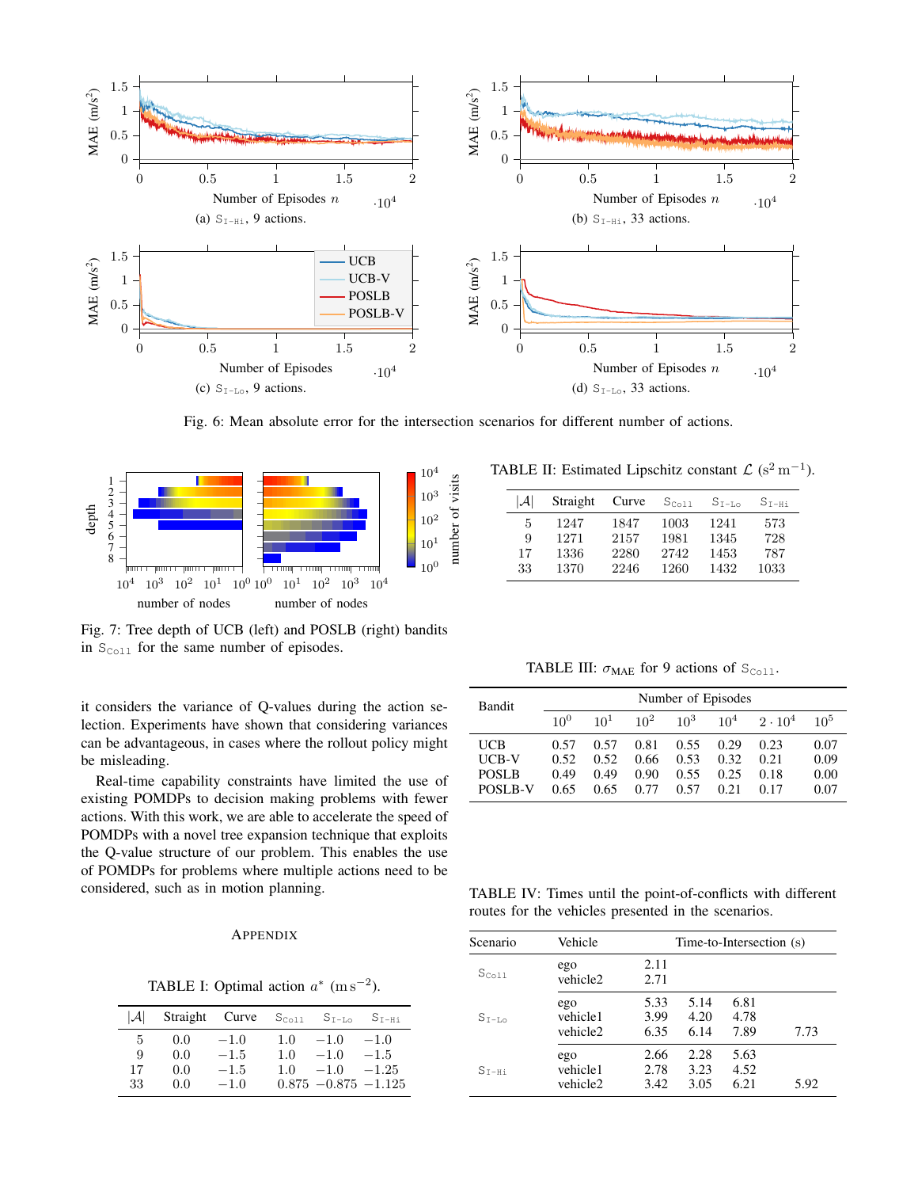Fig. 6: Mean absolute error for the intersection scenarios for different number of actions.

Fig. 7: Tree depth of UCB (left) and POSLB (right) bandits in $\mathtt{S_{Coll}}$ for the same number of episodes.

it considers the variance of Q-values during the action selection. Experiments have shown that considering variances can be advantageous, in cases where the rollout policy might be misleading.

Real-time capability constraints have limited the use of existing POMDPs to decision making problems with fewer actions. With this work, we are able to accelerate the speed of POMDPs with a novel tree expansion technique that exploits the Q-value structure of our problem. This enables the use of POMDPs for problems where multiple actions need to be considered, such as in motion planning.

## Appendix

TABLE I: Optimal action $a^*$ $(\mathrm{m\,s^{-2}})$.

| $\lvert\mathcal{A}\rvert$ | Straight | Curve | $\mathtt{S_{Coll}}$ | $\mathtt{S_{I\text{-}Lo}}$ | $\mathtt{S_{I\text{-}Hi}}$ |
|---|---|---|---|---|---|
| 5 | 0.0 | −1.0 | 1.0 | −1.0 | −1.0 |
| 9 | 0.0 | −1.5 | 1.0 | −1.0 | −1.5 |
| 17 | 0.0 | −1.5 | 1.0 | −1.0 | −1.25 |
| 33 | 0.0 | −1.0 | 0.875 | −0.875 | −1.125 |

TABLE II: Estimated Lipschitz constant $\mathcal{L}$ $(\mathrm{s^2\,m^{-1}})$.

| $\lvert\mathcal{A}\rvert$ | Straight | Curve | $\mathtt{S_{Coll}}$ | $\mathtt{S_{I\text{-}Lo}}$ | $\mathtt{S_{I\text{-}Hi}}$ |
|---|---|---|---|---|---|
| 5 | 1247 | 1847 | 1003 | 1241 | 573 |
| 9 | 1271 | 2157 | 1981 | 1345 | 728 |
| 17 | 1336 | 2280 | 2742 | 1453 | 787 |
| 33 | 1370 | 2246 | 1260 | 1432 | 1033 |

TABLE III: $\sigma_{\text{MAE}}$ for 9 actions of $\mathtt{S_{Coll}}$.

| Bandit | Number of Episodes | | | | | | |
|---|---|---|---|---|---|---|---|
| | $10^0$ | $10^1$ | $10^2$ | $10^3$ | $10^4$ | $2\cdot10^4$ | $10^5$ |
| UCB | 0.57 | 0.57 | 0.81 | 0.55 | 0.29 | 0.23 | 0.07 |
| UCB-V | 0.52 | 0.52 | 0.66 | 0.53 | 0.32 | 0.21 | 0.09 |
| POSLB | 0.49 | 0.49 | 0.90 | 0.55 | 0.25 | 0.18 | 0.00 |
| POSLB-V | 0.65 | 0.65 | 0.77 | 0.57 | 0.21 | 0.17 | 0.07 |

TABLE IV: Times until the point-of-conflicts with different routes for the vehicles presented in the scenarios.

| Scenario | Vehicle | Time-to-Intersection (s) | | | |
|---|---|---|---|---|---|
| $\mathtt{S_{Coll}}$ | ego | 2.11 | | | |
| | vehicle2 | 2.71 | | | |
| $\mathtt{S_{I\text{-}Lo}}$ | ego | 5.33 | 5.14 | 6.81 | |
| | vehicle1 | 3.99 | 4.20 | 4.78 | |
| | vehicle2 | 6.35 | 6.14 | 7.89 | 7.73 |
| $\mathtt{S_{I\text{-}Hi}}$ | ego | 2.66 | 2.28 | 5.63 | |
| | vehicle1 | 2.78 | 3.23 | 4.52 | |
| | vehicle2 | 3.42 | 3.05 | 6.21 | 5.92 |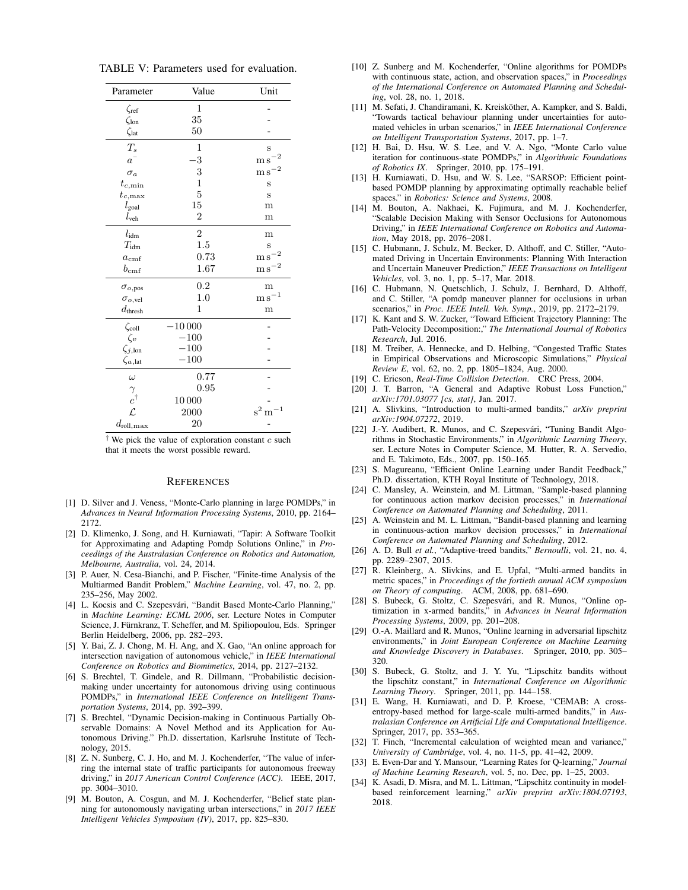TABLE V: Parameters used for evaluation.

| Parameter | Value | Unit |
|---|---|---|
| $\zeta_{\text{ref}}$ | 1 | - |
| $\zeta_{\text{lon}}$ | 35 | - |
| $\zeta_{\text{lat}}$ | 50 | - |
| $T_s$ | 1 | $\mathrm{s}$ |
| $a^{-}$ | $-3$ | $\mathrm{m\,s^{-2}}$ |
| $\sigma_a$ | 3 | $\mathrm{m\,s^{-2}}$ |
| $t_{c,\min}$ | 1 | $\mathrm{s}$ |
| $t_{c,\max}$ | 5 | $\mathrm{s}$ |
| $l_{\text{goal}}$ | 15 | $\mathrm{m}$ |
| $l_{\text{veh}}$ | 2 | $\mathrm{m}$ |
| $l_{\text{idm}}$ | 2 | $\mathrm{m}$ |
| $T_{\text{idm}}$ | 1.5 | $\mathrm{s}$ |
| $a_{\text{cmf}}$ | 0.73 | $\mathrm{m\,s^{-2}}$ |
| $b_{\text{cmf}}$ | 1.67 | $\mathrm{m\,s^{-2}}$ |
| $\sigma_{o,\text{pos}}$ | 0.2 | $\mathrm{m}$ |
| $\sigma_{o,\text{vel}}$ | 1.0 | $\mathrm{m\,s^{-1}}$ |
| $d_{\text{thresh}}$ | 1 | $\mathrm{m}$ |
| $\zeta_{\text{coll}}$ | $-10\,000$ | - |
| $\zeta_v$ | $-100$ | - |
| $\zeta_{j,\text{lon}}$ | $-100$ | - |
| $\zeta_{a,\text{lat}}$ | $-100$ | - |
| $\omega$ | 0.77 | - |
| $\gamma$ | 0.95 | - |
| $c^{\dagger}$ | $10\,000$ | - |
| $\mathcal{L}$ | 2000 | $\mathrm{s^2\,m^{-1}}$ |
| $d_{\text{roll,max}}$ | 20 | - |

$^{\dagger}$ We pick the value of exploration constant $c$ such that it meets the worst possible reward.

## REFERENCES

[1] D. Silver and J. Veness, "Monte-Carlo planning in large POMDPs," in *Advances in Neural Information Processing Systems*, 2010, pp. 2164–2172.

[2] D. Klimenko, J. Song, and H. Kurniawati, "Tapir: A Software Toolkit for Approximating and Adapting Pomdp Solutions Online," in *Proceedings of the Australasian Conference on Robotics and Automation, Melbourne, Australia*, vol. 24, 2014.

[3] P. Auer, N. Cesa-Bianchi, and P. Fischer, "Finite-time Analysis of the Multiarmed Bandit Problem," *Machine Learning*, vol. 47, no. 2, pp. 235–256, May 2002.

[4] L. Kocsis and C. Szepesvári, "Bandit Based Monte-Carlo Planning," in *Machine Learning: ECML 2006*, ser. Lecture Notes in Computer Science, J. Fürnkranz, T. Scheffer, and M. Spiliopoulou, Eds. Springer Berlin Heidelberg, 2006, pp. 282–293.

[5] Y. Bai, Z. J. Chong, M. H. Ang, and X. Gao, "An online approach for intersection navigation of autonomous vehicle," in *IEEE International Conference on Robotics and Biomimetics*, 2014, pp. 2127–2132.

[6] S. Brechtel, T. Gindele, and R. Dillmann, "Probabilistic decision-making under uncertainty for autonomous driving using continuous POMDPs," in *International IEEE Conference on Intelligent Transportation Systems*, 2014, pp. 392–399.

[7] S. Brechtel, "Dynamic Decision-making in Continuous Partially Observable Domains: A Novel Method and its Application for Autonomous Driving." Ph.D. dissertation, Karlsruhe Institute of Technology, 2015.

[8] Z. N. Sunberg, C. J. Ho, and M. J. Kochenderfer, "The value of inferring the internal state of traffic participants for autonomous freeway driving," in *2017 American Control Conference (ACC)*. IEEE, 2017, pp. 3004–3010.

[9] M. Bouton, A. Cosgun, and M. J. Kochenderfer, "Belief state planning for autonomously navigating urban intersections," in *2017 IEEE Intelligent Vehicles Symposium (IV)*, 2017, pp. 825–830.

[10] Z. Sunberg and M. Kochenderfer, "Online algorithms for POMDPs with continuous state, action, and observation spaces," in *Proceedings of the International Conference on Automated Planning and Scheduling*, vol. 28, no. 1, 2018.

[11] M. Sefati, J. Chandiramani, K. Kreisköther, A. Kampker, and S. Baldi, "Towards tactical behaviour planning under uncertainties for automated vehicles in urban scenarios," in *IEEE International Conference on Intelligent Transportation Systems*, 2017, pp. 1–7.

[12] H. Bai, D. Hsu, W. S. Lee, and V. A. Ngo, "Monte Carlo value iteration for continuous-state POMDPs," in *Algorithmic Foundations of Robotics IX*. Springer, 2010, pp. 175–191.

[13] H. Kurniawati, D. Hsu, and W. S. Lee, "SARSOP: Efficient point-based POMDP planning by approximating optimally reachable belief spaces." in *Robotics: Science and Systems*, 2008.

[14] M. Bouton, A. Nakhaei, K. Fujimura, and M. J. Kochenderfer, "Scalable Decision Making with Sensor Occlusions for Autonomous Driving," in *IEEE International Conference on Robotics and Automation*, May 2018, pp. 2076–2081.

[15] C. Hubmann, J. Schulz, M. Becker, D. Althoff, and C. Stiller, "Automated Driving in Uncertain Environments: Planning With Interaction and Uncertain Maneuver Prediction," *IEEE Transactions on Intelligent Vehicles*, vol. 3, no. 1, pp. 5–17, Mar. 2018.

[16] C. Hubmann, N. Quetschlich, J. Schulz, J. Bernhard, D. Althoff, and C. Stiller, "A pomdp maneuver planner for occlusions in urban scenarios," in *Proc. IEEE Intell. Veh. Symp.*, 2019, pp. 2172–2179.

[17] K. Kant and S. W. Zucker, "Toward Efficient Trajectory Planning: The Path-Velocity Decomposition:," *The International Journal of Robotics Research*, Jul. 2016.

[18] M. Treiber, A. Hennecke, and D. Helbing, "Congested Traffic States in Empirical Observations and Microscopic Simulations," *Physical Review E*, vol. 62, no. 2, pp. 1805–1824, Aug. 2000.

[19] C. Ericson, *Real-Time Collision Detection*. CRC Press, 2004.

[20] J. T. Barron, "A General and Adaptive Robust Loss Function," *arXiv:1701.03077 [cs, stat]*, Jan. 2017.

[21] A. Slivkins, "Introduction to multi-armed bandits," *arXiv preprint arXiv:1904.07272*, 2019.

[22] J.-Y. Audibert, R. Munos, and C. Szepesvári, "Tuning Bandit Algorithms in Stochastic Environments," in *Algorithmic Learning Theory*, ser. Lecture Notes in Computer Science, M. Hutter, R. A. Servedio, and E. Takimoto, Eds., 2007, pp. 150–165.

[23] S. Magureanu, "Efficient Online Learning under Bandit Feedback," Ph.D. dissertation, KTH Royal Institute of Technology, 2018.

[24] C. Mansley, A. Weinstein, and M. Littman, "Sample-based planning for continuous action markov decision processes," in *International Conference on Automated Planning and Scheduling*, 2011.

[25] A. Weinstein and M. L. Littman, "Bandit-based planning and learning in continuous-action markov decision processes," in *International Conference on Automated Planning and Scheduling*, 2012.

[26] A. D. Bull *et al.*, "Adaptive-treed bandits," *Bernoulli*, vol. 21, no. 4, pp. 2289–2307, 2015.

[27] R. Kleinberg, A. Slivkins, and E. Upfal, "Multi-armed bandits in metric spaces," in *Proceedings of the fortieth annual ACM symposium on Theory of computing*. ACM, 2008, pp. 681–690.

[28] S. Bubeck, G. Stoltz, C. Szepesvári, and R. Munos, "Online optimization in x-armed bandits," in *Advances in Neural Information Processing Systems*, 2009, pp. 201–208.

[29] O.-A. Maillard and R. Munos, "Online learning in adversarial lipschitz environments," in *Joint European Conference on Machine Learning and Knowledge Discovery in Databases*. Springer, 2010, pp. 305–320.

[30] S. Bubeck, G. Stoltz, and J. Y. Yu, "Lipschitz bandits without the lipschitz constant," in *International Conference on Algorithmic Learning Theory*. Springer, 2011, pp. 144–158.

[31] E. Wang, H. Kurniawati, and D. P. Kroese, "CEMAB: A cross-entropy-based method for large-scale multi-armed bandits," in *Australasian Conference on Artificial Life and Computational Intelligence*. Springer, 2017, pp. 353–365.

[32] T. Finch, "Incremental calculation of weighted mean and variance," *University of Cambridge*, vol. 4, no. 11-5, pp. 41–42, 2009.

[33] E. Even-Dar and Y. Mansour, "Learning Rates for Q-learning," *Journal of Machine Learning Research*, vol. 5, no. Dec, pp. 1–25, 2003.

[34] K. Asadi, D. Misra, and M. L. Littman, "Lipschitz continuity in model-based reinforcement learning," *arXiv preprint arXiv:1804.07193*, 2018.